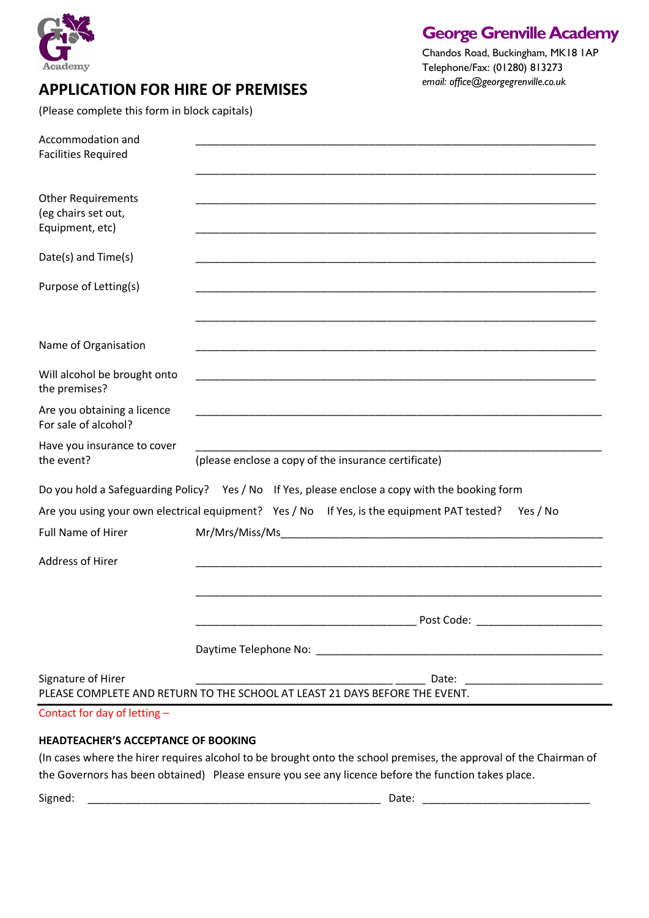George Grenville Academy

Chandos Road, Buckingham, MK18 1AP
Telephone/Fax: (01280) 813273
*email: office@georgegrenville.co.uk*

# APPLICATION FOR HIRE OF PREMISES

(Please complete this form in block capitals)

Accommodation and Facilities Required ______________________________________________

______________________________________________

Other Requirements (eg chairs set out, Equipment, etc) ______________________________________________

______________________________________________

Date(s) and Time(s) ______________________________________________

Purpose of Letting(s) ______________________________________________

______________________________________________

Name of Organisation ______________________________________________

Will alcohol be brought onto the premises? ______________________________________________

Are you obtaining a licence For sale of alcohol? ______________________________________________

Have you insurance to cover the event? ______________________________________________
(please enclose a copy of the insurance certificate)

Do you hold a Safeguarding Policy? Yes / No If Yes, please enclose a copy with the booking form

Are you using your own electrical equipment? Yes / No If Yes, is the equipment PAT tested? Yes / No

Full Name of Hirer Mr/Mrs/Miss/Ms______________________________________________

Address of Hirer ______________________________________________

______________________________________________

______________________________ Post Code: ____________________

Daytime Telephone No: ______________________________________________

Signature of Hirer ______________________________ _____ Date: ____________________

PLEASE COMPLETE AND RETURN TO THE SCHOOL AT LEAST 21 DAYS BEFORE THE EVENT.

Contact for day of letting –

**HEADTEACHER'S ACCEPTANCE OF BOOKING**

(In cases where the hirer requires alcohol to be brought onto the school premises, the approval of the Chairman of the Governors has been obtained) Please ensure you see any licence before the function takes place.

Signed: ______________________________________________ Date: ____________________________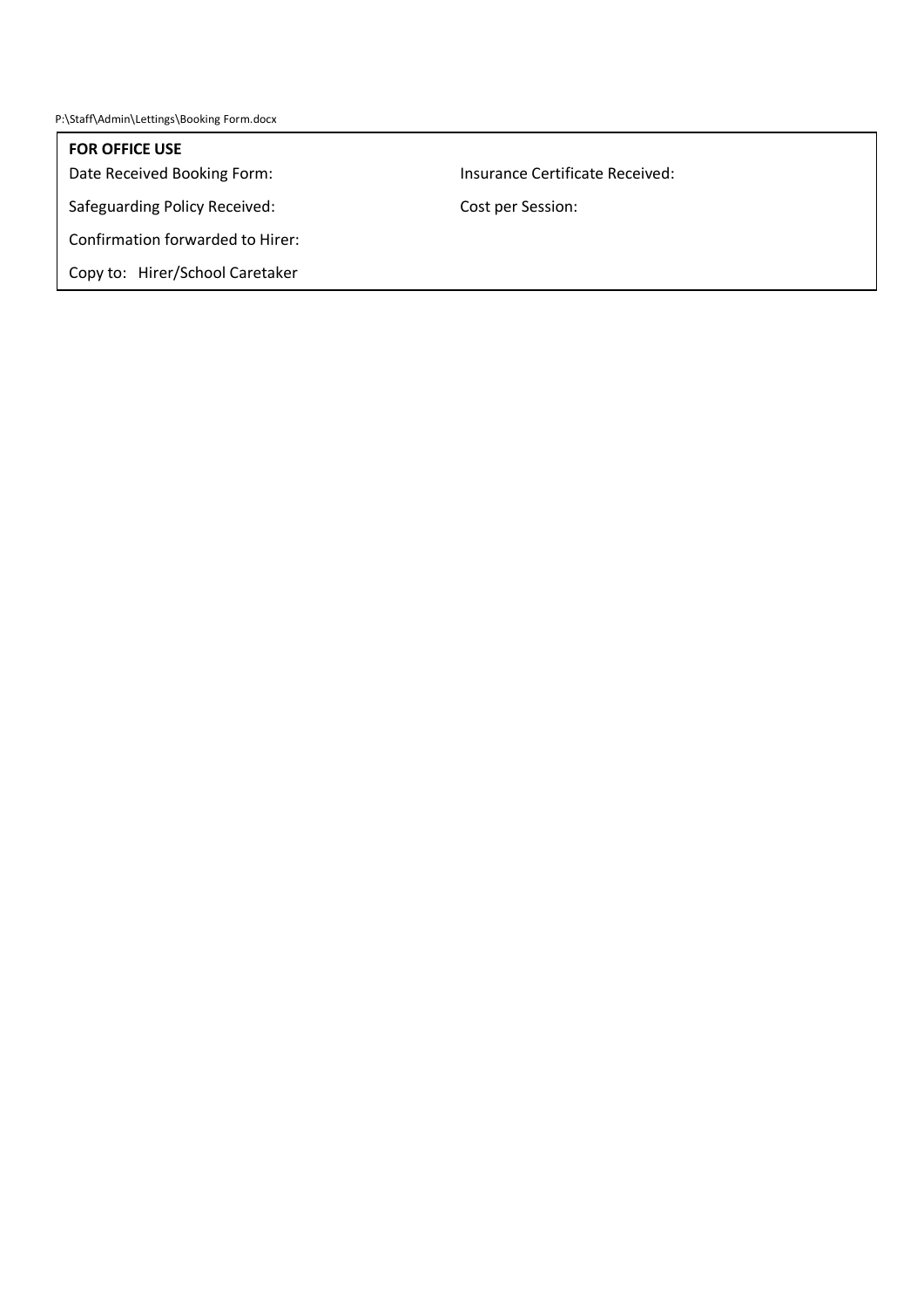P:\Staff\Admin\Lettings\Booking Form.docx

**FOR OFFICE USE**

| | |
|---|---|
| Date Received Booking Form: | Insurance Certificate Received: |
| Safeguarding Policy Received: | Cost per Session: |
| Confirmation forwarded to Hirer: | |
| Copy to: Hirer/School Caretaker | |